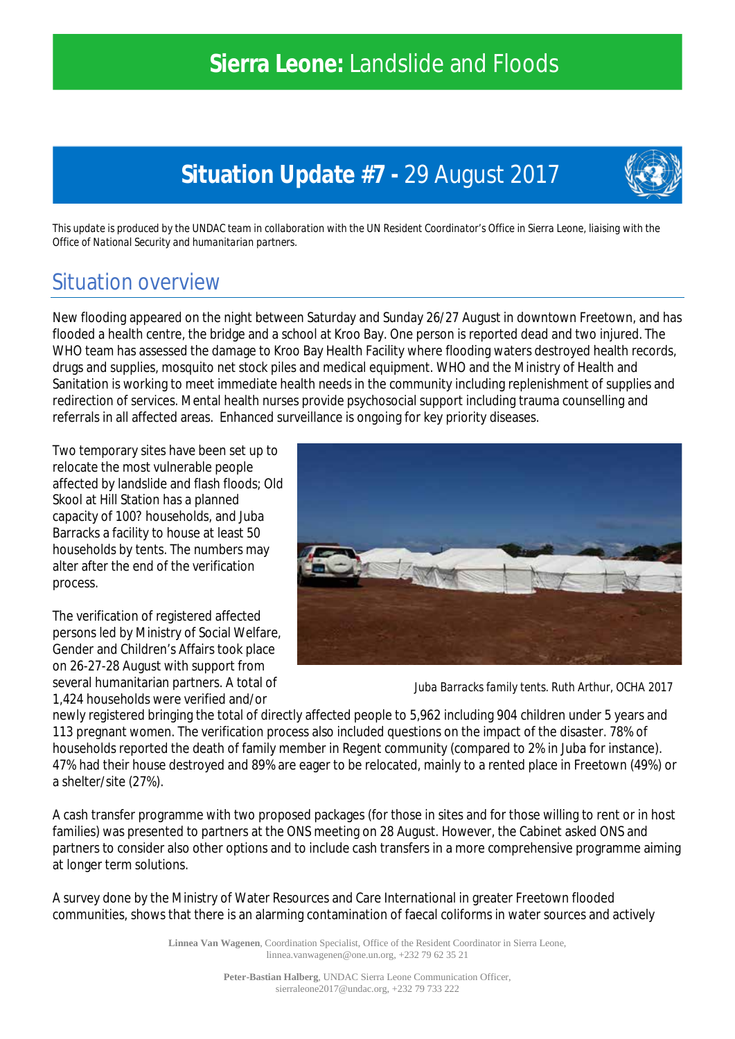# Sierra Leone: Landslide and Floods

## Situation Update #7 - 29 August 2017

*This update is produced by the UNDAC team in collaboration with the UN Resident Coordinator's Office in Sierra Leone, liaising with the Office of National Security and humanitarian partners.*

## Situation overview

New flooding appeared on the night between Saturday and Sunday 26/27 August in downtown Freetown, and has flooded a health centre, the bridge and a school at Kroo Bay. One person is reported dead and two injured. The WHO team has assessed the damage to Kroo Bay Health Facility where flooding waters destroyed health records, drugs and supplies, mosquito net stock piles and medical equipment. WHO and the Ministry of Health and Sanitation is working to meet immediate health needs in the community including replenishment of supplies and redirection of services. Mental health nurses provide psychosocial support including trauma counselling and referrals in all affected areas. Enhanced surveillance is ongoing for key priority diseases.

Two temporary sites have been set up to relocate the most vulnerable people affected by landslide and flash floods; Old Skool at Hill Station has a planned capacity of 100? households, and Juba Barracks a facility to house at least 50 households by tents. The numbers may alter after the end of the verification process.

*Juba Barracks family tents. Ruth Arthur, OCHA 2017*

The verification of registered affected persons led by Ministry of Social Welfare, Gender and Children's Affairs took place on 26-27-28 August with support from several humanitarian partners. A total of 1,424 households were verified and/or newly registered bringing the total of directly affected people to 5,962 including 904 children under 5 years and 113 pregnant women. The verification process also included questions on the impact of the disaster. 78% of households reported the death of family member in Regent community (compared to 2% in Juba for instance). 47% had their house destroyed and 89% are eager to be relocated, mainly to a rented place in Freetown (49%) or a shelter/site (27%).

A cash transfer programme with two proposed packages (for those in sites and for those willing to rent or in host families) was presented to partners at the ONS meeting on 28 August. However, the Cabinet asked ONS and partners to consider also other options and to include cash transfers in a more comprehensive programme aiming at longer term solutions.

A survey done by the Ministry of Water Resources and Care International in greater Freetown flooded communities, shows that there is an alarming contamination of faecal coliforms in water sources and actively

**Linnea Van Wagenen**, Coordination Specialist, Office of the Resident Coordinator in Sierra Leone, linnea.vanwagenen@one.un.org, +232 79 62 35 21

**Peter-Bastian Halberg**, UNDAC Sierra Leone Communication Officer, sierraleone2017@undac.org, +232 79 733 222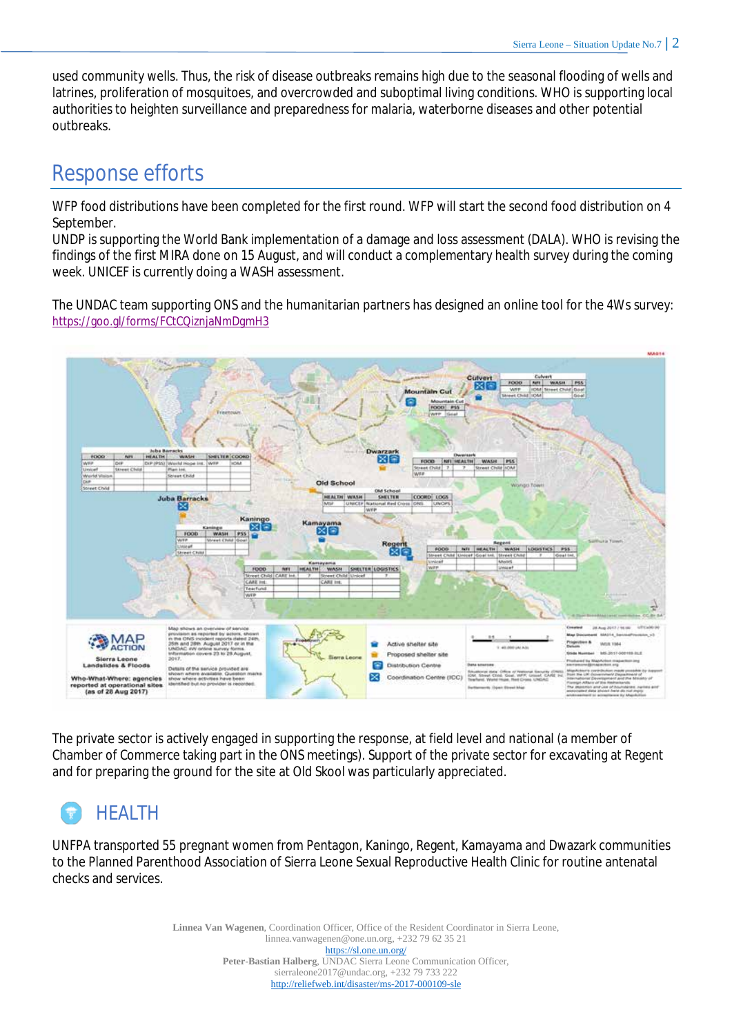used community wells. Thus, the risk of disease outbreaks remains high due to the seasonal flooding of wells and latrines, proliferation of mosquitoes, and overcrowded and suboptimal living conditions. WHO is supporting local authorities to heighten surveillance and preparedness for malaria, waterborne diseases and other potential outbreaks.

## Response efforts

WFP food distributions have been completed for the first round. WFP will start the second food distribution on 4 September.
UNDP is supporting the World Bank implementation of a damage and loss assessment (DALA). WHO is revising the findings of the first MIRA done on 15 August, and will conduct a complementary health survey during the coming week. UNICEF is currently doing a WASH assessment.

The UNDAC team supporting ONS and the humanitarian partners has designed an online tool for the 4Ws survey: https://goo.gl/forms/FCtCQiznjaNmDgmH3

The private sector is actively engaged in supporting the response, at field level and national (a member of Chamber of Commerce taking part in the ONS meetings). Support of the private sector for excavating at Regent and for preparing the ground for the site at Old Skool was particularly appreciated.

## HEALTH

UNFPA transported 55 pregnant women from Pentagon, Kaningo, Regent, Kamayama and Dwazark communities to the Planned Parenthood Association of Sierra Leone Sexual Reproductive Health Clinic for routine antenatal checks and services.

**Linnea Van Wagenen**, Coordination Officer, Office of the Resident Coordinator in Sierra Leone, linnea.vanwagenen@one.un.org, +232 79 62 35 21
https://sl.one.un.org/
**Peter-Bastian Halberg**, UNDAC Sierra Leone Communication Officer, sierraleone2017@undac.org, +232 79 733 222
http://reliefweb.int/disaster/ms-2017-000109-sle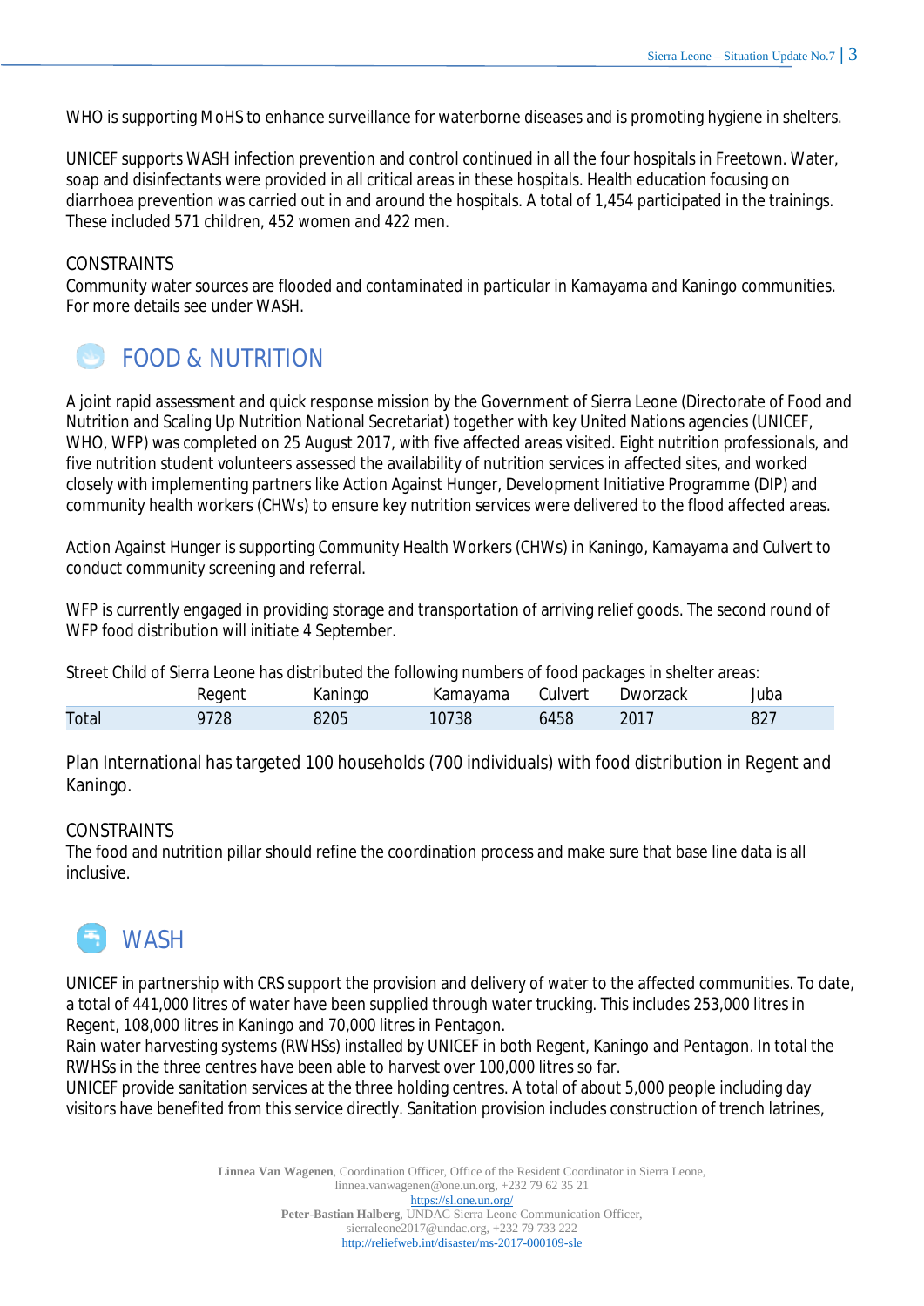WHO is supporting MoHS to enhance surveillance for waterborne diseases and is promoting hygiene in shelters.

UNICEF supports WASH infection prevention and control continued in all the four hospitals in Freetown. Water, soap and disinfectants were provided in all critical areas in these hospitals. Health education focusing on diarrhoea prevention was carried out in and around the hospitals. A total of 1,454 participated in the trainings. These included 571 children, 452 women and 422 men.

CONSTRAINTS
Community water sources are flooded and contaminated in particular in Kamayama and Kaningo communities. For more details see under WASH.

## FOOD & NUTRITION

A joint rapid assessment and quick response mission by the Government of Sierra Leone (Directorate of Food and Nutrition and Scaling Up Nutrition National Secretariat) together with key United Nations agencies (UNICEF, WHO, WFP) was completed on 25 August 2017, with five affected areas visited. Eight nutrition professionals, and five nutrition student volunteers assessed the availability of nutrition services in affected sites, and worked closely with implementing partners like Action Against Hunger, Development Initiative Programme (DIP) and community health workers (CHWs) to ensure key nutrition services were delivered to the flood affected areas.

Action Against Hunger is supporting Community Health Workers (CHWs) in Kaningo, Kamayama and Culvert to conduct community screening and referral.

WFP is currently engaged in providing storage and transportation of arriving relief goods. The second round of WFP food distribution will initiate 4 September.

Street Child of Sierra Leone has distributed the following numbers of food packages in shelter areas:

| | Regent | Kaningo | Kamayama | Culvert | Dworzack | Juba |
|---|---|---|---|---|---|---|
| Total | 9728 | 8205 | 10738 | 6458 | 2017 | 827 |

Plan International has targeted 100 households (700 individuals) with food distribution in Regent and Kaningo.

CONSTRAINTS
The food and nutrition pillar should refine the coordination process and make sure that base line data is all inclusive.

## WASH

UNICEF in partnership with CRS support the provision and delivery of water to the affected communities. To date, a total of 441,000 litres of water have been supplied through water trucking. This includes 253,000 litres in Regent, 108,000 litres in Kaningo and 70,000 litres in Pentagon.
Rain water harvesting systems (RWHSs) installed by UNICEF in both Regent, Kaningo and Pentagon. In total the RWHSs in the three centres have been able to harvest over 100,000 litres so far.
UNICEF provide sanitation services at the three holding centres. A total of about 5,000 people including day visitors have benefited from this service directly. Sanitation provision includes construction of trench latrines,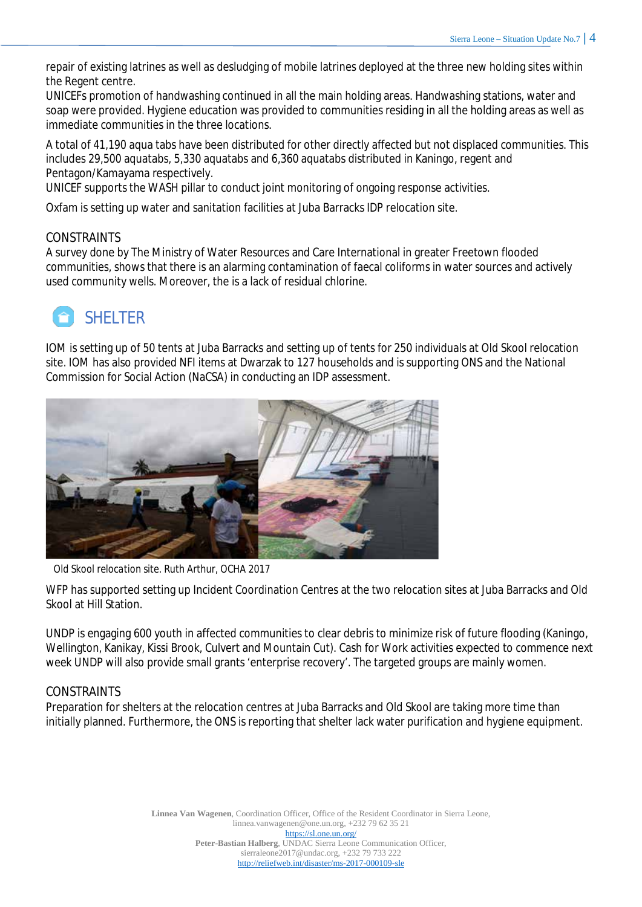repair of existing latrines as well as desludging of mobile latrines deployed at the three new holding sites within the Regent centre.

UNICEFs promotion of handwashing continued in all the main holding areas. Handwashing stations, water and soap were provided. Hygiene education was provided to communities residing in all the holding areas as well as immediate communities in the three locations.

A total of 41,190 aqua tabs have been distributed for other directly affected but not displaced communities. This includes 29,500 aquatabs, 5,330 aquatabs and 6,360 aquatabs distributed in Kaningo, regent and Pentagon/Kamayama respectively.

UNICEF supports the WASH pillar to conduct joint monitoring of ongoing response activities.

Oxfam is setting up water and sanitation facilities at Juba Barracks IDP relocation site.

CONSTRAINTS

A survey done by The Ministry of Water Resources and Care International in greater Freetown flooded communities, shows that there is an alarming contamination of faecal coliforms in water sources and actively used community wells. Moreover, the is a lack of residual chlorine.

## SHELTER

IOM is setting up of 50 tents at Juba Barracks and setting up of tents for 250 individuals at Old Skool relocation site. IOM has also provided NFI items at Dwarzak to 127 households and is supporting ONS and the National Commission for Social Action (NaCSA) in conducting an IDP assessment.

Old Skool relocation site. Ruth Arthur, OCHA 2017

WFP has supported setting up Incident Coordination Centres at the two relocation sites at Juba Barracks and Old Skool at Hill Station.

UNDP is engaging 600 youth in affected communities to clear debris to minimize risk of future flooding (Kaningo, Wellington, Kanikay, Kissi Brook, Culvert and Mountain Cut). Cash for Work activities expected to commence next week UNDP will also provide small grants 'enterprise recovery'. The targeted groups are mainly women.

CONSTRAINTS

Preparation for shelters at the relocation centres at Juba Barracks and Old Skool are taking more time than initially planned. Furthermore, the ONS is reporting that shelter lack water purification and hygiene equipment.

**Linnea Van Wagenen**, Coordination Officer, Office of the Resident Coordinator in Sierra Leone, linnea.vanwagenen@one.un.org, +232 79 62 35 21
https://sl.one.un.org/
**Peter-Bastian Halberg**, UNDAC Sierra Leone Communication Officer, sierraleone2017@undac.org, +232 79 733 222
http://reliefweb.int/disaster/ms-2017-000109-sle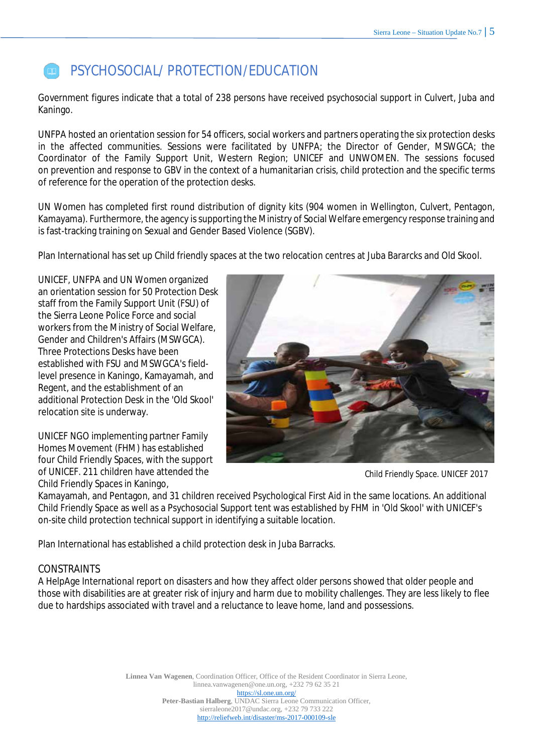## PSYCHOSOCIAL/ PROTECTION/EDUCATION

Government figures indicate that a total of 238 persons have received psychosocial support in Culvert, Juba and Kaningo.

UNFPA hosted an orientation session for 54 officers, social workers and partners operating the six protection desks in the affected communities. Sessions were facilitated by UNFPA; the Director of Gender, MSWGCA; the Coordinator of the Family Support Unit, Western Region; UNICEF and UNWOMEN. The sessions focused on prevention and response to GBV in the context of a humanitarian crisis, child protection and the specific terms of reference for the operation of the protection desks.

UN Women has completed first round distribution of dignity kits (904 women in Wellington, Culvert, Pentagon, Kamayama). Furthermore, the agency is supporting the Ministry of Social Welfare emergency response training and is fast-tracking training on Sexual and Gender Based Violence (SGBV).

Plan International has set up Child friendly spaces at the two relocation centres at Juba Bararcks and Old Skool.

UNICEF, UNFPA and UN Women organized an orientation session for 50 Protection Desk staff from the Family Support Unit (FSU) of the Sierra Leone Police Force and social workers from the Ministry of Social Welfare, Gender and Children's Affairs (MSWGCA). Three Protections Desks have been established with FSU and MSWGCA's field-level presence in Kaningo, Kamayamah, and Regent, and the establishment of an additional Protection Desk in the 'Old Skool' relocation site is underway.

Child Friendly Space. UNICEF 2017

UNICEF NGO implementing partner Family Homes Movement (FHM) has established four Child Friendly Spaces, with the support of UNICEF. 211 children have attended the Child Friendly Spaces in Kaningo, Kamayamah, and Pentagon, and 31 children received Psychological First Aid in the same locations. An additional Child Friendly Space as well as a Psychosocial Support tent was established by FHM in 'Old Skool' with UNICEF's on-site child protection technical support in identifying a suitable location.

Plan International has established a child protection desk in Juba Barracks.

### CONSTRAINTS

A HelpAge International report on disasters and how they affect older persons showed that older people and those with disabilities are at greater risk of injury and harm due to mobility challenges. They are less likely to flee due to hardships associated with travel and a reluctance to leave home, land and possessions.

**Linnea Van Wagenen**, Coordination Officer, Office of the Resident Coordinator in Sierra Leone, linnea.vanwagenen@one.un.org, +232 79 62 35 21
https://sl.one.un.org/
**Peter-Bastian Halberg**, UNDAC Sierra Leone Communication Officer, sierraleone2017@undac.org, +232 79 733 222
http://reliefweb.int/disaster/ms-2017-000109-sle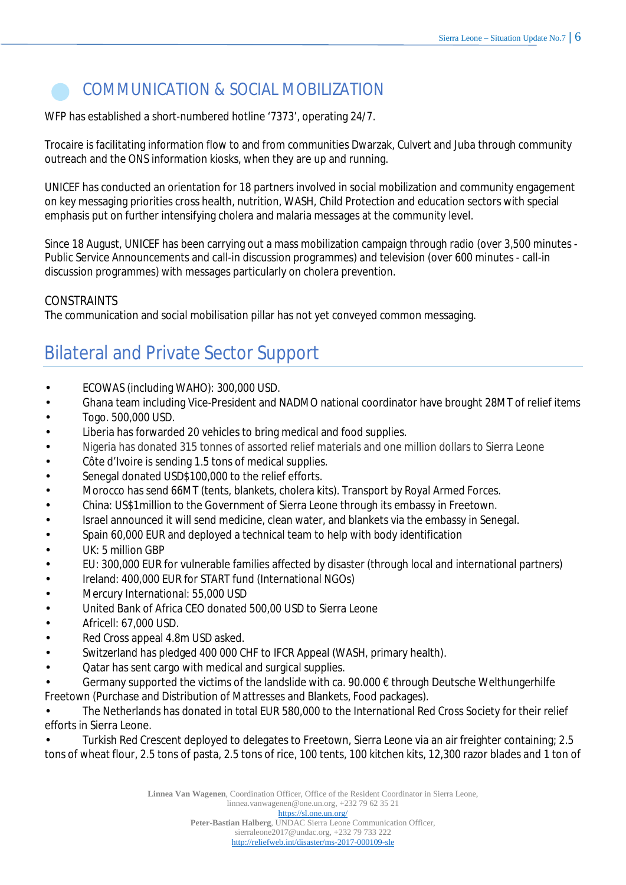## COMMUNICATION & SOCIAL MOBILIZATION

WFP has established a short-numbered hotline '7373', operating 24/7.

Trocaire is facilitating information flow to and from communities Dwarzak, Culvert and Juba through community outreach and the ONS information kiosks, when they are up and running.

UNICEF has conducted an orientation for 18 partners involved in social mobilization and community engagement on key messaging priorities cross health, nutrition, WASH, Child Protection and education sectors with special emphasis put on further intensifying cholera and malaria messages at the community level.

Since 18 August, UNICEF has been carrying out a mass mobilization campaign through radio (over 3,500 minutes - Public Service Announcements and call-in discussion programmes) and television (over 600 minutes - call-in discussion programmes) with messages particularly on cholera prevention.

CONSTRAINTS

The communication and social mobilisation pillar has not yet conveyed common messaging.

## Bilateral and Private Sector Support

- ECOWAS (including WAHO): 300,000 USD.
- Ghana team including Vice-President and NADMO national coordinator have brought 28MT of relief items
- Togo. 500,000 USD.
- Liberia has forwarded 20 vehicles to bring medical and food supplies.
- Nigeria has donated 315 tonnes of assorted relief materials and one million dollars to Sierra Leone
- Côte d'Ivoire is sending 1.5 tons of medical supplies.
- Senegal donated USD$100,000 to the relief efforts.
- Morocco has send 66MT (tents, blankets, cholera kits). Transport by Royal Armed Forces.
- China: US$1million to the Government of Sierra Leone through its embassy in Freetown.
- Israel announced it will send medicine, clean water, and blankets via the embassy in Senegal.
- Spain 60,000 EUR and deployed a technical team to help with body identification
- UK: 5 million GBP
- EU: 300,000 EUR for vulnerable families affected by disaster (through local and international partners)
- Ireland: 400,000 EUR for START fund (International NGOs)
- Mercury International: 55,000 USD
- United Bank of Africa CEO donated 500,00 USD to Sierra Leone
- Africell: 67,000 USD.
- Red Cross appeal 4.8m USD asked.
- Switzerland has pledged 400 000 CHF to IFCR Appeal (WASH, primary health).
- Qatar has sent cargo with medical and surgical supplies.
- Germany supported the victims of the landslide with ca. 90.000 € through Deutsche Welthungerhilfe Freetown (Purchase and Distribution of Mattresses and Blankets, Food packages).
- The Netherlands has donated in total EUR 580,000 to the International Red Cross Society for their relief efforts in Sierra Leone.
- Turkish Red Crescent deployed to delegates to Freetown, Sierra Leone via an air freighter containing; 2.5 tons of wheat flour, 2.5 tons of pasta, 2.5 tons of rice, 100 tents, 100 kitchen kits, 12,300 razor blades and 1 ton of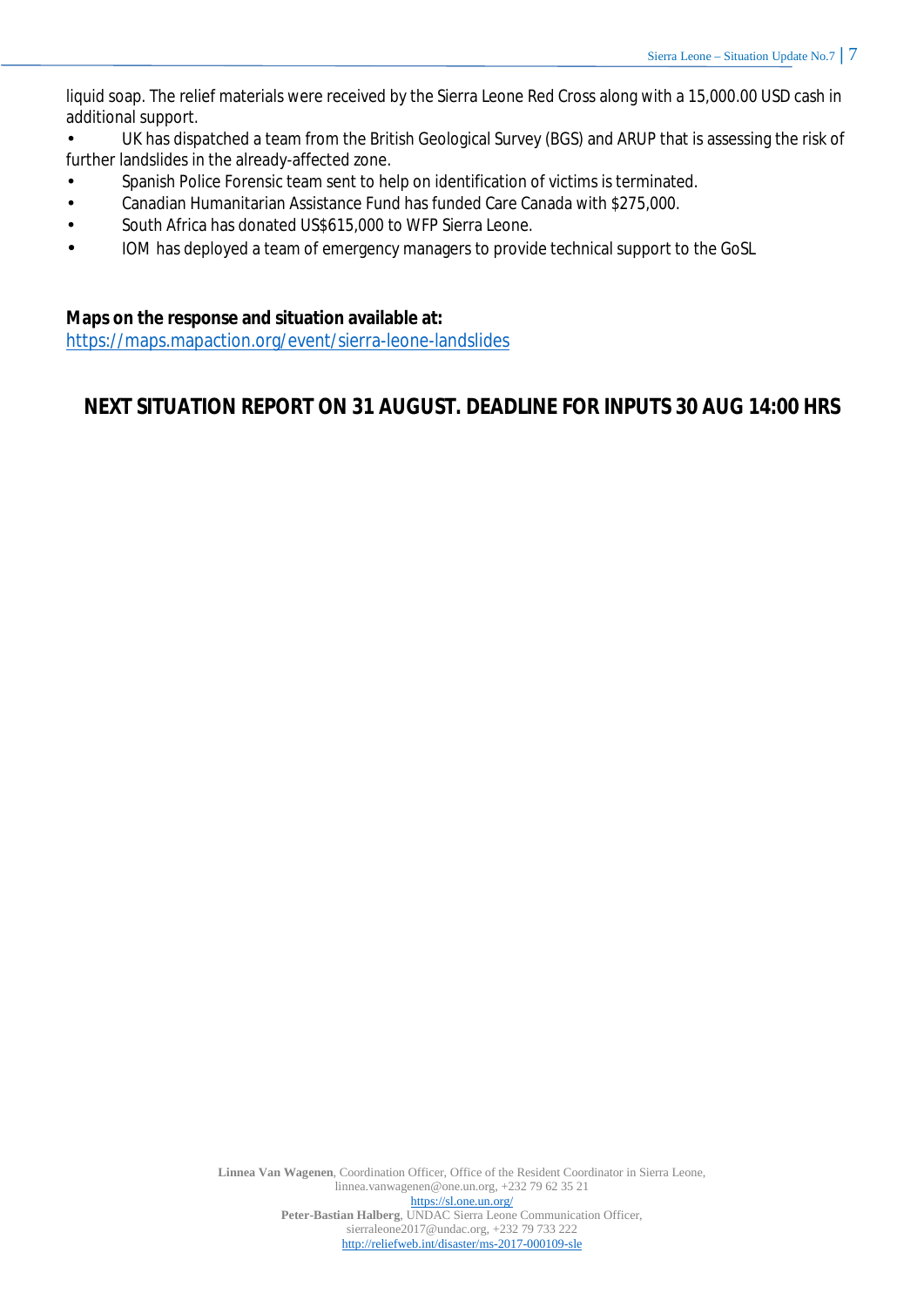liquid soap. The relief materials were received by the Sierra Leone Red Cross along with a 15,000.00 USD cash in additional support.

- UK has dispatched a team from the British Geological Survey (BGS) and ARUP that is assessing the risk of further landslides in the already-affected zone.
- Spanish Police Forensic team sent to help on identification of victims is terminated.
- Canadian Humanitarian Assistance Fund has funded Care Canada with $275,000.
- South Africa has donated US$615,000 to WFP Sierra Leone.
- IOM has deployed a team of emergency managers to provide technical support to the GoSL

**Maps on the response and situation available at:**
https://maps.mapaction.org/event/sierra-leone-landslides

## NEXT SITUATION REPORT ON 31 AUGUST. DEADLINE FOR INPUTS 30 AUG 14:00 HRS

**Linnea Van Wagenen**, Coordination Officer, Office of the Resident Coordinator in Sierra Leone, linnea.vanwagenen@one.un.org, +232 79 62 35 21
https://sl.one.un.org/
**Peter-Bastian Halberg**, UNDAC Sierra Leone Communication Officer, sierraleone2017@undac.org, +232 79 733 222
http://reliefweb.int/disaster/ms-2017-000109-sle